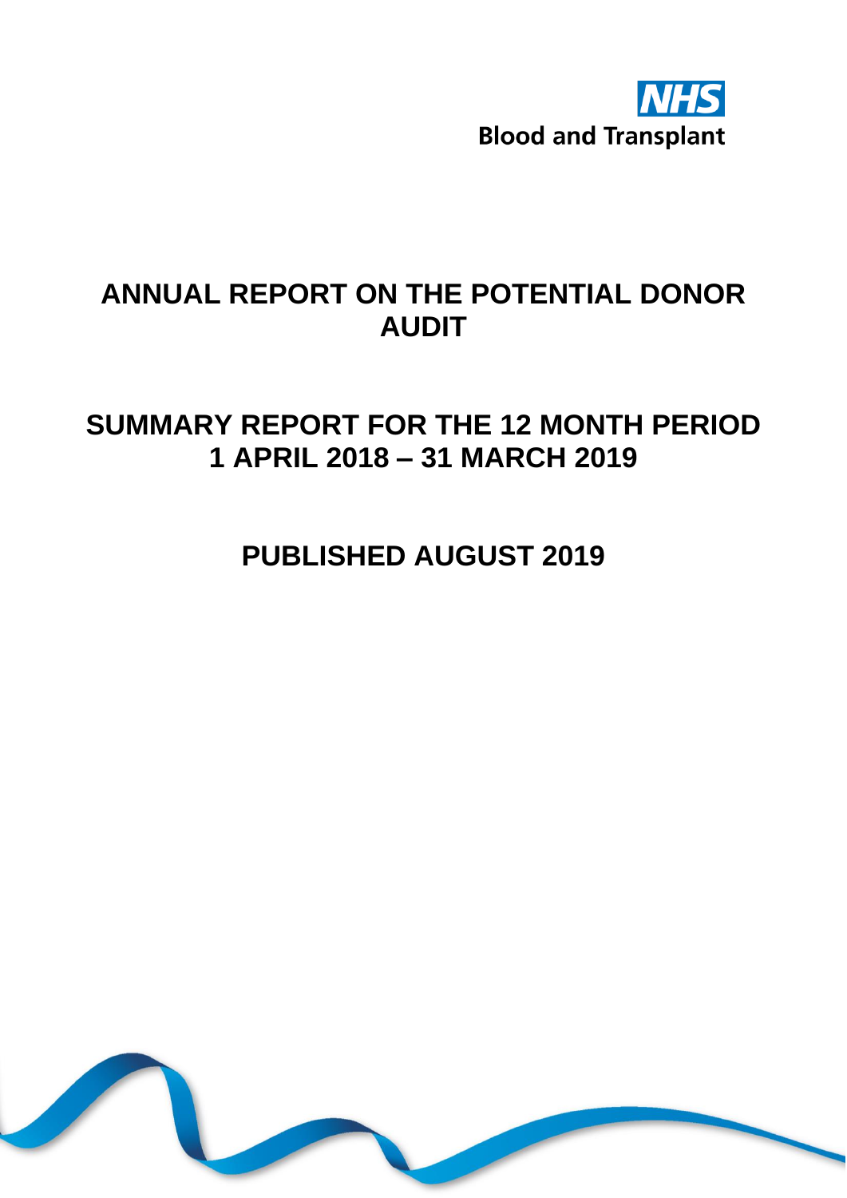NHS Blood and Transplant

# ANNUAL REPORT ON THE POTENTIAL DONOR AUDIT

## SUMMARY REPORT FOR THE 12 MONTH PERIOD 1 APRIL 2018 – 31 MARCH 2019

## PUBLISHED AUGUST 2019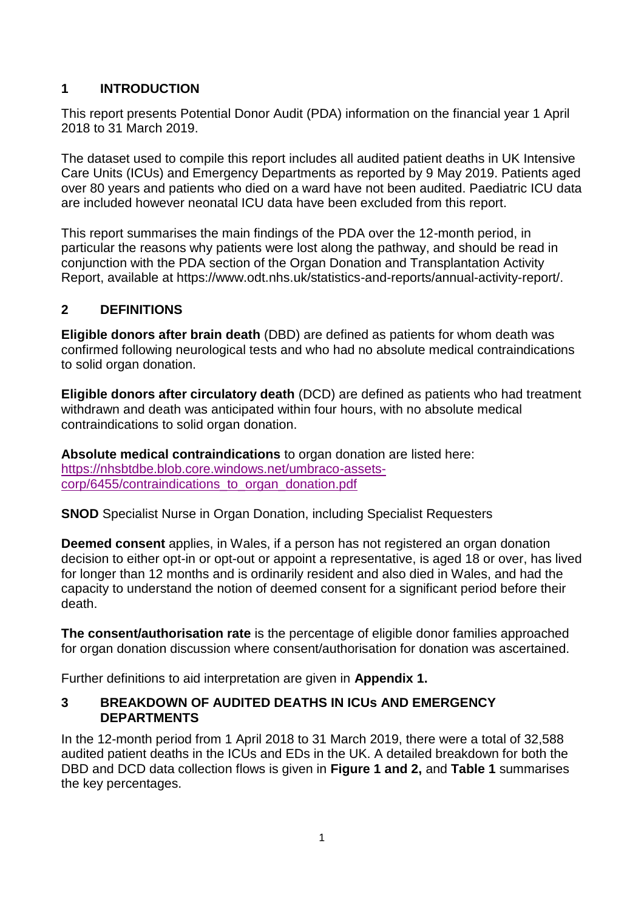## 1 INTRODUCTION

This report presents Potential Donor Audit (PDA) information on the financial year 1 April 2018 to 31 March 2019.

The dataset used to compile this report includes all audited patient deaths in UK Intensive Care Units (ICUs) and Emergency Departments as reported by 9 May 2019. Patients aged over 80 years and patients who died on a ward have not been audited. Paediatric ICU data are included however neonatal ICU data have been excluded from this report.

This report summarises the main findings of the PDA over the 12-month period, in particular the reasons why patients were lost along the pathway, and should be read in conjunction with the PDA section of the Organ Donation and Transplantation Activity Report, available at https://www.odt.nhs.uk/statistics-and-reports/annual-activity-report/.

## 2 DEFINITIONS

**Eligible donors after brain death** (DBD) are defined as patients for whom death was confirmed following neurological tests and who had no absolute medical contraindications to solid organ donation.

**Eligible donors after circulatory death** (DCD) are defined as patients who had treatment withdrawn and death was anticipated within four hours, with no absolute medical contraindications to solid organ donation.

**Absolute medical contraindications** to organ donation are listed here: https://nhsbtdbe.blob.core.windows.net/umbraco-assets-corp/6455/contraindications_to_organ_donation.pdf

**SNOD** Specialist Nurse in Organ Donation, including Specialist Requesters

**Deemed consent** applies, in Wales, if a person has not registered an organ donation decision to either opt-in or opt-out or appoint a representative, is aged 18 or over, has lived for longer than 12 months and is ordinarily resident and also died in Wales, and had the capacity to understand the notion of deemed consent for a significant period before their death.

**The consent/authorisation rate** is the percentage of eligible donor families approached for organ donation discussion where consent/authorisation for donation was ascertained.

Further definitions to aid interpretation are given in **Appendix 1.**

## 3 BREAKDOWN OF AUDITED DEATHS IN ICUs AND EMERGENCY DEPARTMENTS

In the 12-month period from 1 April 2018 to 31 March 2019, there were a total of 32,588 audited patient deaths in the ICUs and EDs in the UK. A detailed breakdown for both the DBD and DCD data collection flows is given in **Figure 1 and 2,** and **Table 1** summarises the key percentages.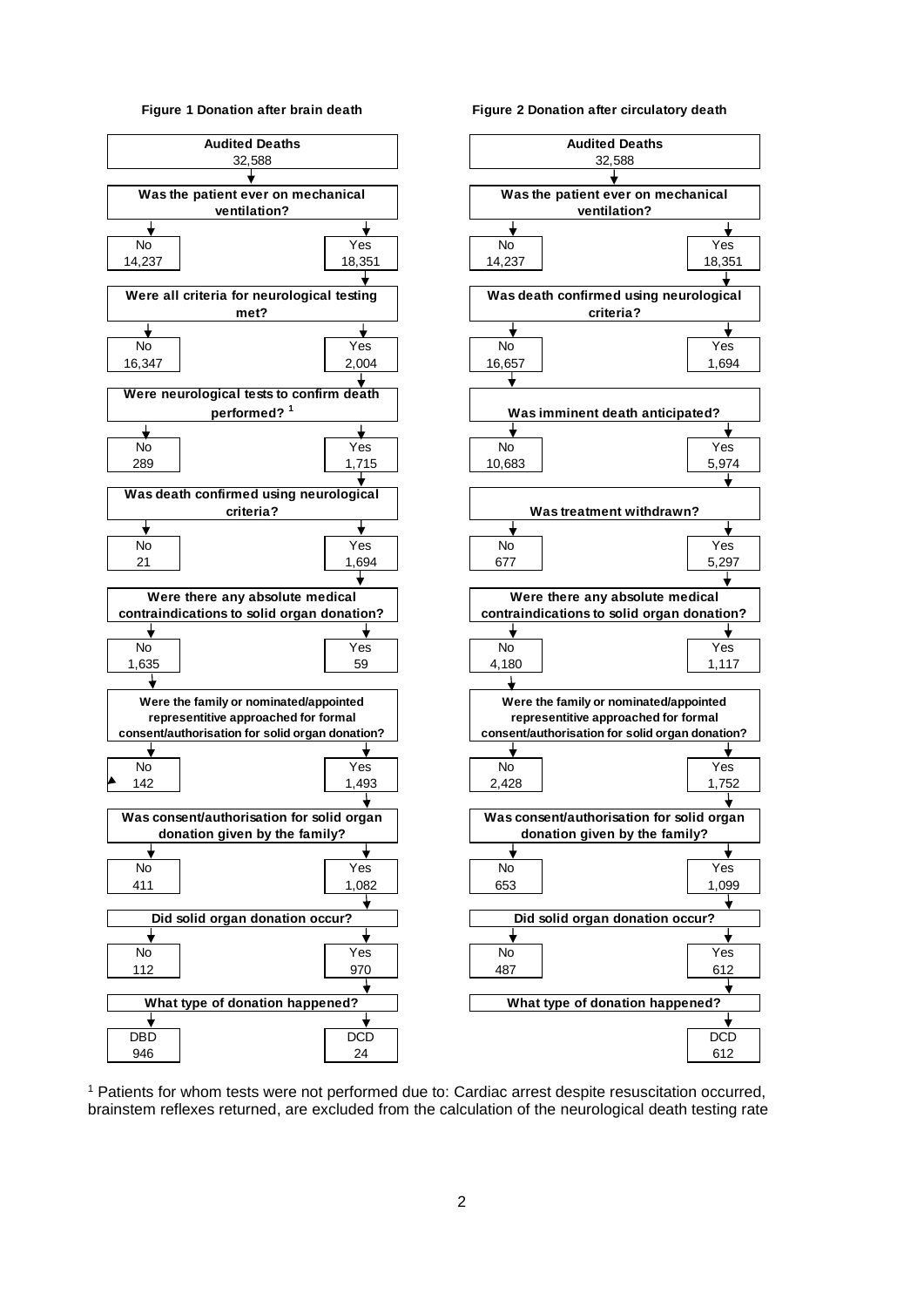**Figure 1 Donation after brain death**

| Question | No | Yes |
|---|---|---|
| Audited Deaths: 32,588 | | |
| Was the patient ever on mechanical ventilation? | 14,237 | 18,351 |
| Were all criteria for neurological testing met? | 16,347 | 2,004 |
| Were neurological tests to confirm death performed? [1] | 289 | 1,715 |
| Was death confirmed using neurological criteria? | 21 | 1,694 |
| Were there any absolute medical contraindications to solid organ donation? | 1,635 | 59 |
| Were the family or nominated/appointed representitive approached for formal consent/authorisation for solid organ donation? | 142 | 1,493 |
| Was consent/authorisation for solid organ donation given by the family? | 411 | 1,082 |
| Did solid organ donation occur? | 112 | 970 |

| What type of donation happened? | DBD | DCD |
|---|---|---|
| | 946 | 24 |

**Figure 2 Donation after circulatory death**

| Question | No | Yes |
|---|---|---|
| Audited Deaths: 32,588 | | |
| Was the patient ever on mechanical ventilation? | 14,237 | 18,351 |
| Was death confirmed using neurological criteria? | 16,657 | 1,694 |
| Was imminent death anticipated? | 10,683 | 5,974 |
| Was treatment withdrawn? | 677 | 5,297 |
| Were there any absolute medical contraindications to solid organ donation? | 4,180 | 1,117 |
| Were the family or nominated/appointed representitive approached for formal consent/authorisation for solid organ donation? | 2,428 | 1,752 |
| Was consent/authorisation for solid organ donation given by the family? | 653 | 1,099 |
| Did solid organ donation occur? | 487 | 612 |

| What type of donation happened? | DCD |
|---|---|
| | 612 |

[1] Patients for whom tests were not performed due to: Cardiac arrest despite resuscitation occurred, brainstem reflexes returned, are excluded from the calculation of the neurological death testing rate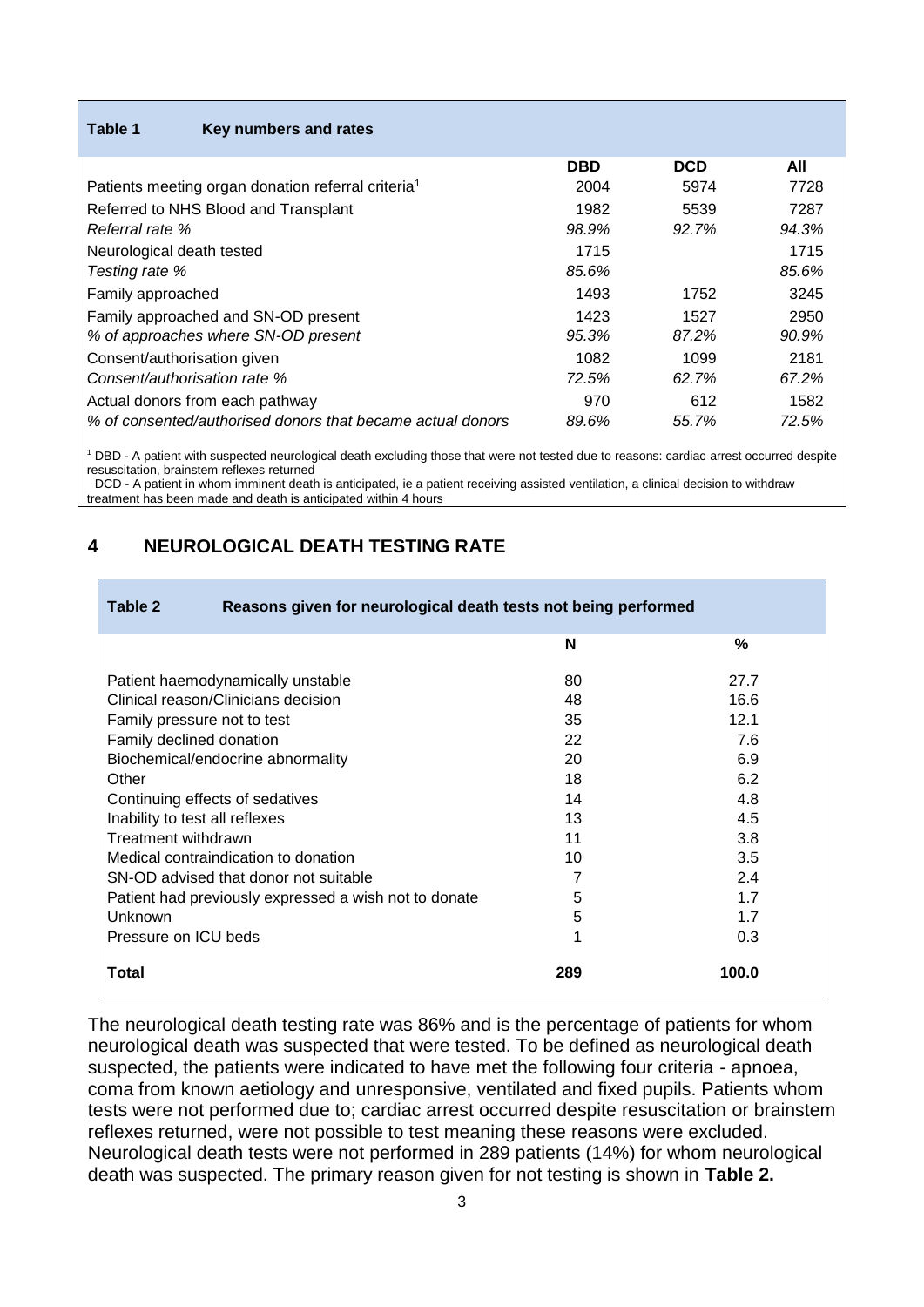**Table 1 Key numbers and rates**

| | DBD | DCD | All |
|---|---|---|---|
| Patients meeting organ donation referral criteria[1] | 2004 | 5974 | 7728 |
| Referred to NHS Blood and Transplant | 1982 | 5539 | 7287 |
| *Referral rate %* | *98.9%* | *92.7%* | *94.3%* |
| Neurological death tested | 1715 | | 1715 |
| *Testing rate %* | *85.6%* | | *85.6%* |
| Family approached | 1493 | 1752 | 3245 |
| Family approached and SN-OD present | 1423 | 1527 | 2950 |
| *% of approaches where SN-OD present* | *95.3%* | *87.2%* | *90.9%* |
| Consent/authorisation given | 1082 | 1099 | 2181 |
| *Consent/authorisation rate %* | *72.5%* | *62.7%* | *67.2%* |
| Actual donors from each pathway | 970 | 612 | 1582 |
| *% of consented/authorised donors that became actual donors* | *89.6%* | *55.7%* | *72.5%* |

[1] DBD - A patient with suspected neurological death excluding those that were not tested due to reasons: cardiac arrest occurred despite resuscitation, brainstem reflexes returned
DCD - A patient in whom imminent death is anticipated, ie a patient receiving assisted ventilation, a clinical decision to withdraw treatment has been made and death is anticipated within 4 hours

## 4 NEUROLOGICAL DEATH TESTING RATE

**Table 2 Reasons given for neurological death tests not being performed**

| | N | % |
|---|---|---|
| Patient haemodynamically unstable | 80 | 27.7 |
| Clinical reason/Clinicians decision | 48 | 16.6 |
| Family pressure not to test | 35 | 12.1 |
| Family declined donation | 22 | 7.6 |
| Biochemical/endocrine abnormality | 20 | 6.9 |
| Other | 18 | 6.2 |
| Continuing effects of sedatives | 14 | 4.8 |
| Inability to test all reflexes | 13 | 4.5 |
| Treatment withdrawn | 11 | 3.8 |
| Medical contraindication to donation | 10 | 3.5 |
| SN-OD advised that donor not suitable | 7 | 2.4 |
| Patient had previously expressed a wish not to donate | 5 | 1.7 |
| Unknown | 5 | 1.7 |
| Pressure on ICU beds | 1 | 0.3 |
| **Total** | **289** | **100.0** |

The neurological death testing rate was 86% and is the percentage of patients for whom neurological death was suspected that were tested. To be defined as neurological death suspected, the patients were indicated to have met the following four criteria - apnoea, coma from known aetiology and unresponsive, ventilated and fixed pupils. Patients whom tests were not performed due to; cardiac arrest occurred despite resuscitation or brainstem reflexes returned, were not possible to test meaning these reasons were excluded. Neurological death tests were not performed in 289 patients (14%) for whom neurological death was suspected. The primary reason given for not testing is shown in **Table 2.**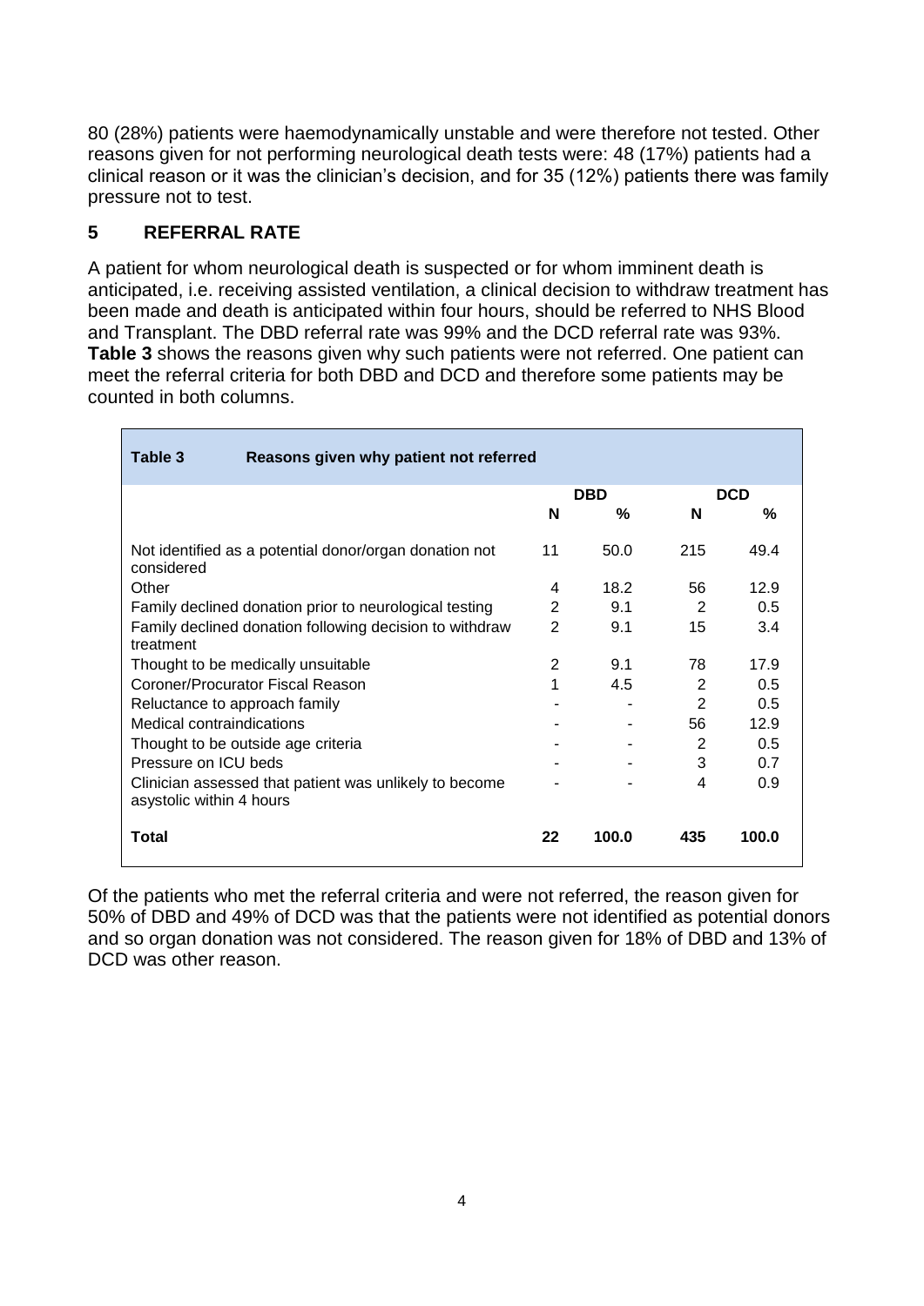80 (28%) patients were haemodynamically unstable and were therefore not tested. Other reasons given for not performing neurological death tests were: 48 (17%) patients had a clinical reason or it was the clinician's decision, and for 35 (12%) patients there was family pressure not to test.

## 5 REFERRAL RATE

A patient for whom neurological death is suspected or for whom imminent death is anticipated, i.e. receiving assisted ventilation, a clinical decision to withdraw treatment has been made and death is anticipated within four hours, should be referred to NHS Blood and Transplant. The DBD referral rate was 99% and the DCD referral rate was 93%. **Table 3** shows the reasons given why such patients were not referred. One patient can meet the referral criteria for both DBD and DCD and therefore some patients may be counted in both columns.

**Table 3 Reasons given why patient not referred**

| | DBD | | DCD | |
|---|---|---|---|---|
| | **N** | **%** | **N** | **%** |
| Not identified as a potential donor/organ donation not considered | 11 | 50.0 | 215 | 49.4 |
| Other | 4 | 18.2 | 56 | 12.9 |
| Family declined donation prior to neurological testing | 2 | 9.1 | 2 | 0.5 |
| Family declined donation following decision to withdraw treatment | 2 | 9.1 | 15 | 3.4 |
| Thought to be medically unsuitable | 2 | 9.1 | 78 | 17.9 |
| Coroner/Procurator Fiscal Reason | 1 | 4.5 | 2 | 0.5 |
| Reluctance to approach family | - | - | 2 | 0.5 |
| Medical contraindications | - | - | 56 | 12.9 |
| Thought to be outside age criteria | - | - | 2 | 0.5 |
| Pressure on ICU beds | - | - | 3 | 0.7 |
| Clinician assessed that patient was unlikely to become asystolic within 4 hours | - | - | 4 | 0.9 |
| **Total** | **22** | **100.0** | **435** | **100.0** |

Of the patients who met the referral criteria and were not referred, the reason given for 50% of DBD and 49% of DCD was that the patients were not identified as potential donors and so organ donation was not considered. The reason given for 18% of DBD and 13% of DCD was other reason.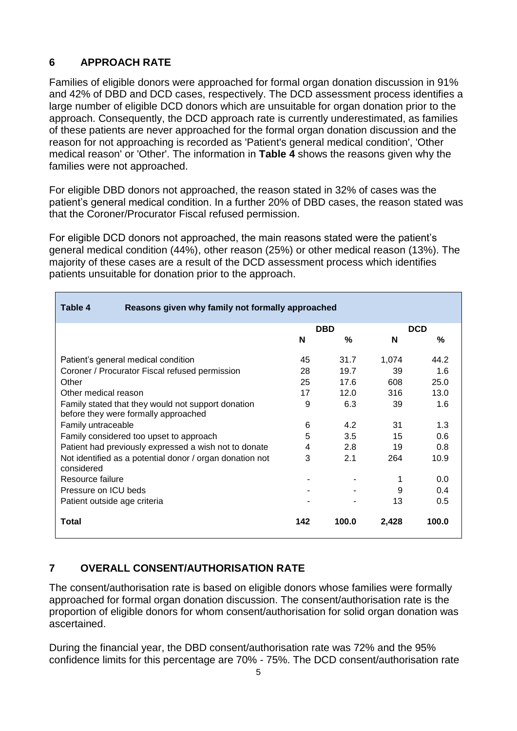## 6 APPROACH RATE

Families of eligible donors were approached for formal organ donation discussion in 91% and 42% of DBD and DCD cases, respectively. The DCD assessment process identifies a large number of eligible DCD donors which are unsuitable for organ donation prior to the approach. Consequently, the DCD approach rate is currently underestimated, as families of these patients are never approached for the formal organ donation discussion and the reason for not approaching is recorded as 'Patient's general medical condition', 'Other medical reason' or 'Other'. The information in **Table 4** shows the reasons given why the families were not approached.

For eligible DBD donors not approached, the reason stated in 32% of cases was the patient's general medical condition. In a further 20% of DBD cases, the reason stated was that the Coroner/Procurator Fiscal refused permission.

For eligible DCD donors not approached, the main reasons stated were the patient's general medical condition (44%), other reason (25%) or other medical reason (13%). The majority of these cases are a result of the DCD assessment process which identifies patients unsuitable for donation prior to the approach.

**Table 4 Reasons given why family not formally approached**

| | DBD | | DCD | |
|---|---|---|---|---|
| | N | % | N | % |
| Patient's general medical condition | 45 | 31.7 | 1,074 | 44.2 |
| Coroner / Procurator Fiscal refused permission | 28 | 19.7 | 39 | 1.6 |
| Other | 25 | 17.6 | 608 | 25.0 |
| Other medical reason | 17 | 12.0 | 316 | 13.0 |
| Family stated that they would not support donation before they were formally approached | 9 | 6.3 | 39 | 1.6 |
| Family untraceable | 6 | 4.2 | 31 | 1.3 |
| Family considered too upset to approach | 5 | 3.5 | 15 | 0.6 |
| Patient had previously expressed a wish not to donate | 4 | 2.8 | 19 | 0.8 |
| Not identified as a potential donor / organ donation not considered | 3 | 2.1 | 264 | 10.9 |
| Resource failure | - | - | 1 | 0.0 |
| Pressure on ICU beds | - | - | 9 | 0.4 |
| Patient outside age criteria | - | - | 13 | 0.5 |
| **Total** | **142** | **100.0** | **2,428** | **100.0** |

## 7 OVERALL CONSENT/AUTHORISATION RATE

The consent/authorisation rate is based on eligible donors whose families were formally approached for formal organ donation discussion. The consent/authorisation rate is the proportion of eligible donors for whom consent/authorisation for solid organ donation was ascertained.

During the financial year, the DBD consent/authorisation rate was 72% and the 95% confidence limits for this percentage are 70% - 75%. The DCD consent/authorisation rate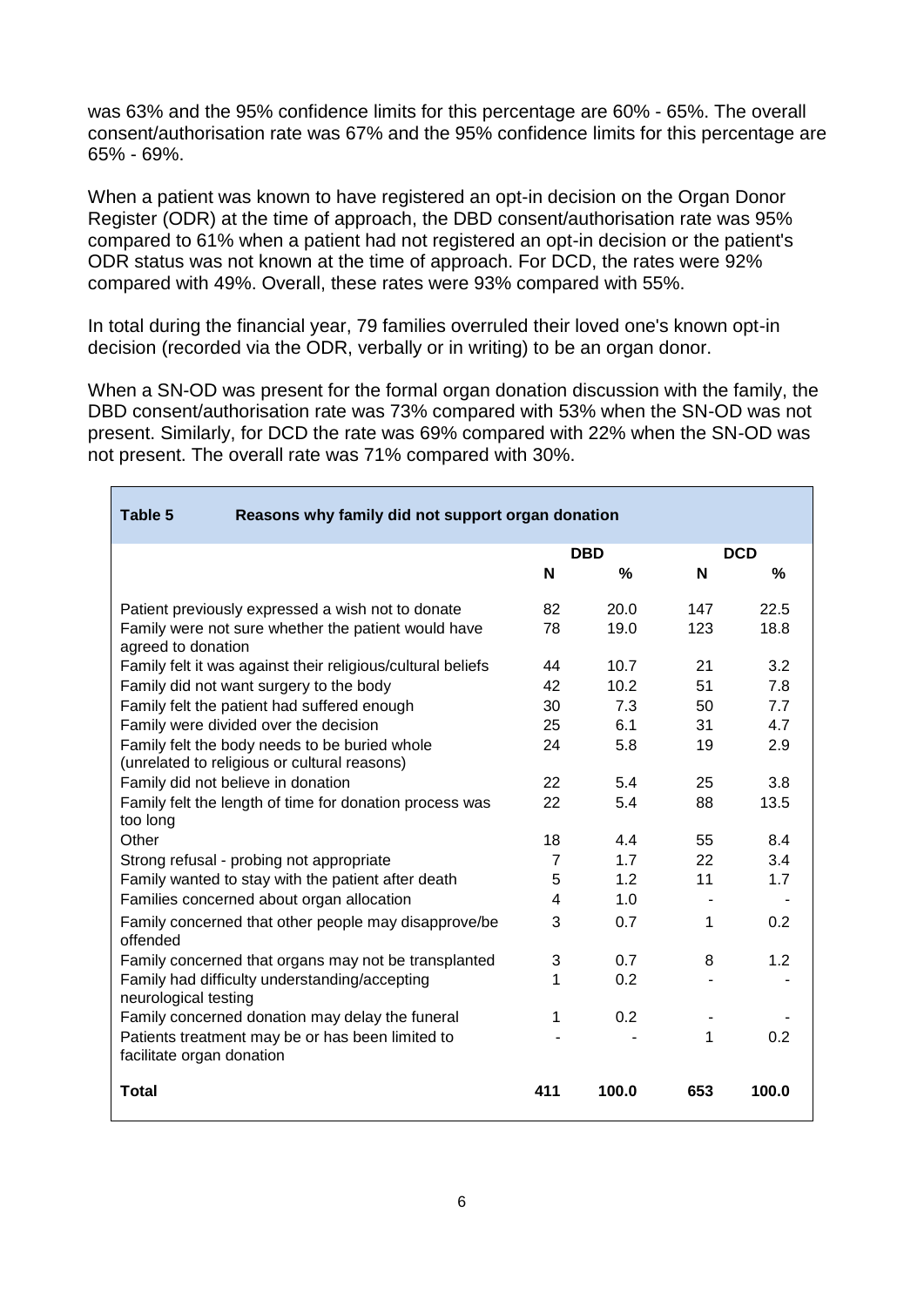was 63% and the 95% confidence limits for this percentage are 60% - 65%. The overall consent/authorisation rate was 67% and the 95% confidence limits for this percentage are 65% - 69%.

When a patient was known to have registered an opt-in decision on the Organ Donor Register (ODR) at the time of approach, the DBD consent/authorisation rate was 95% compared to 61% when a patient had not registered an opt-in decision or the patient's ODR status was not known at the time of approach. For DCD, the rates were 92% compared with 49%. Overall, these rates were 93% compared with 55%.

In total during the financial year, 79 families overruled their loved one's known opt-in decision (recorded via the ODR, verbally or in writing) to be an organ donor.

When a SN-OD was present for the formal organ donation discussion with the family, the DBD consent/authorisation rate was 73% compared with 53% when the SN-OD was not present. Similarly, for DCD the rate was 69% compared with 22% when the SN-OD was not present. The overall rate was 71% compared with 30%.

**Table 5 Reasons why family did not support organ donation**

| | DBD | | DCD | |
|---|---|---|---|---|
| | **N** | **%** | **N** | **%** |
| Patient previously expressed a wish not to donate | 82 | 20.0 | 147 | 22.5 |
| Family were not sure whether the patient would have agreed to donation | 78 | 19.0 | 123 | 18.8 |
| Family felt it was against their religious/cultural beliefs | 44 | 10.7 | 21 | 3.2 |
| Family did not want surgery to the body | 42 | 10.2 | 51 | 7.8 |
| Family felt the patient had suffered enough | 30 | 7.3 | 50 | 7.7 |
| Family were divided over the decision | 25 | 6.1 | 31 | 4.7 |
| Family felt the body needs to be buried whole (unrelated to religious or cultural reasons) | 24 | 5.8 | 19 | 2.9 |
| Family did not believe in donation | 22 | 5.4 | 25 | 3.8 |
| Family felt the length of time for donation process was too long | 22 | 5.4 | 88 | 13.5 |
| Other | 18 | 4.4 | 55 | 8.4 |
| Strong refusal - probing not appropriate | 7 | 1.7 | 22 | 3.4 |
| Family wanted to stay with the patient after death | 5 | 1.2 | 11 | 1.7 |
| Families concerned about organ allocation | 4 | 1.0 | - | - |
| Family concerned that other people may disapprove/be offended | 3 | 0.7 | 1 | 0.2 |
| Family concerned that organs may not be transplanted | 3 | 0.7 | 8 | 1.2 |
| Family had difficulty understanding/accepting neurological testing | 1 | 0.2 | - | - |
| Family concerned donation may delay the funeral | 1 | 0.2 | - | - |
| Patients treatment may be or has been limited to facilitate organ donation | - | - | 1 | 0.2 |
| **Total** | **411** | **100.0** | **653** | **100.0** |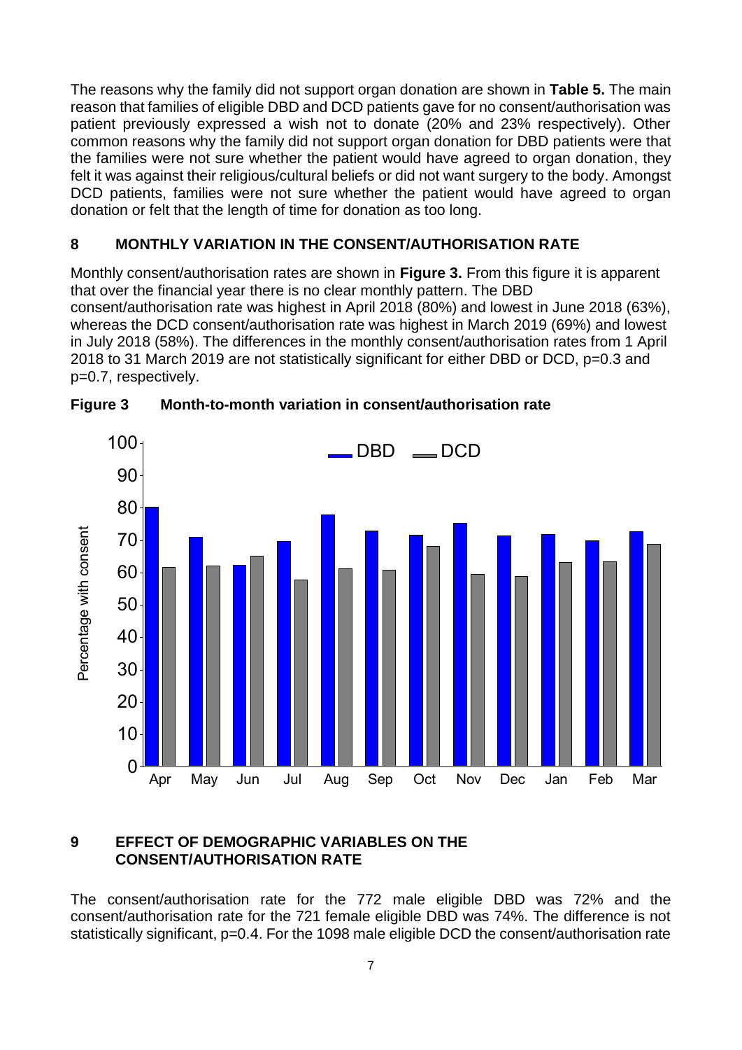The reasons why the family did not support organ donation are shown in **Table 5.** The main reason that families of eligible DBD and DCD patients gave for no consent/authorisation was patient previously expressed a wish not to donate (20% and 23% respectively). Other common reasons why the family did not support organ donation for DBD patients were that the families were not sure whether the patient would have agreed to organ donation, they felt it was against their religious/cultural beliefs or did not want surgery to the body. Amongst DCD patients, families were not sure whether the patient would have agreed to organ donation or felt that the length of time for donation as too long.

## 8 MONTHLY VARIATION IN THE CONSENT/AUTHORISATION RATE

Monthly consent/authorisation rates are shown in **Figure 3.** From this figure it is apparent that over the financial year there is no clear monthly pattern. The DBD consent/authorisation rate was highest in April 2018 (80%) and lowest in June 2018 (63%), whereas the DCD consent/authorisation rate was highest in March 2019 (69%) and lowest in July 2018 (58%). The differences in the monthly consent/authorisation rates from 1 April 2018 to 31 March 2019 are not statistically significant for either DBD or DCD, p=0.3 and p=0.7, respectively.

**Figure 3 Month-to-month variation in consent/authorisation rate**

## 9 EFFECT OF DEMOGRAPHIC VARIABLES ON THE CONSENT/AUTHORISATION RATE

The consent/authorisation rate for the 772 male eligible DBD was 72% and the consent/authorisation rate for the 721 female eligible DBD was 74%. The difference is not statistically significant, p=0.4. For the 1098 male eligible DCD the consent/authorisation rate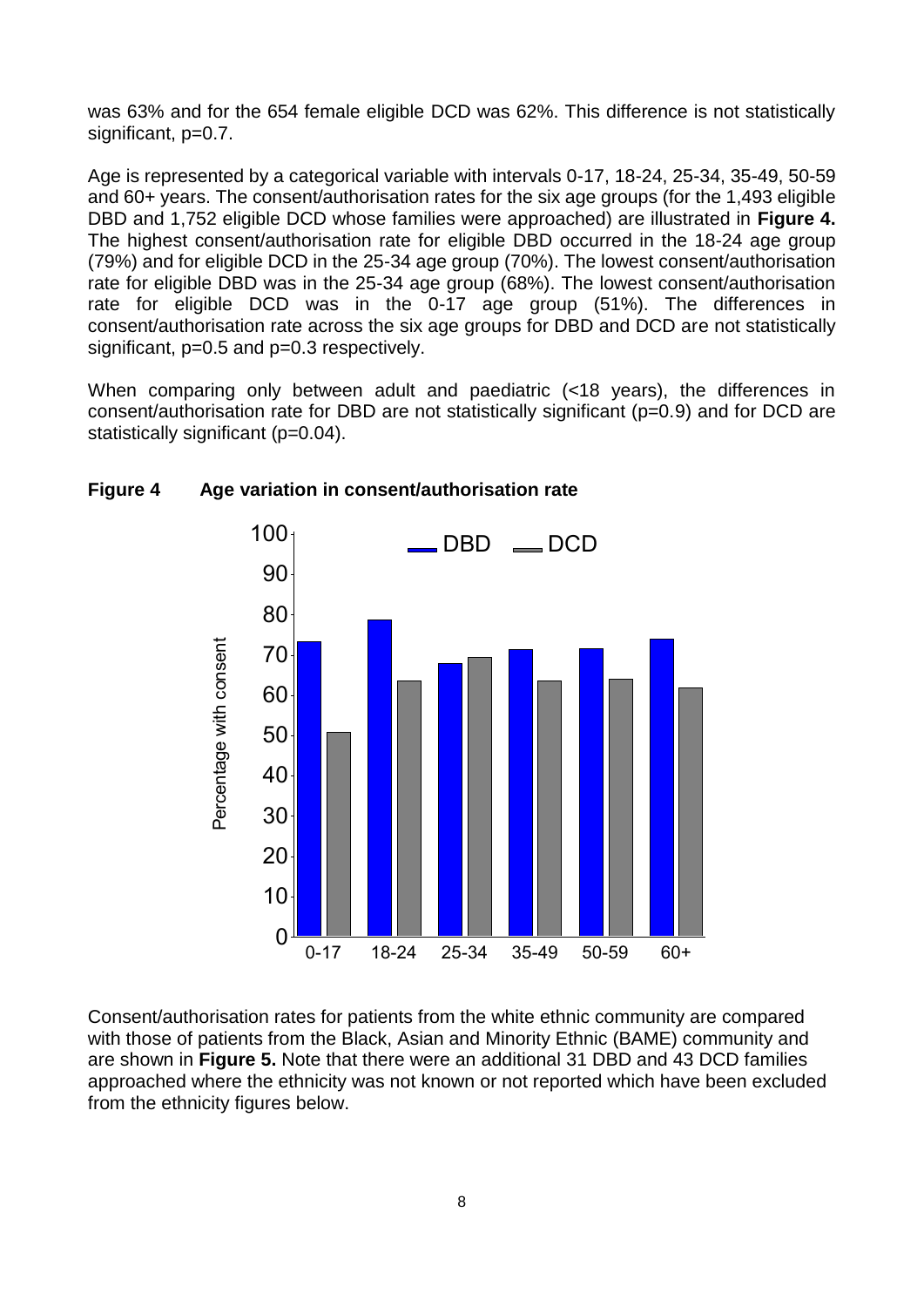was 63% and for the 654 female eligible DCD was 62%. This difference is not statistically significant, p=0.7.

Age is represented by a categorical variable with intervals 0-17, 18-24, 25-34, 35-49, 50-59 and 60+ years. The consent/authorisation rates for the six age groups (for the 1,493 eligible DBD and 1,752 eligible DCD whose families were approached) are illustrated in **Figure 4.** The highest consent/authorisation rate for eligible DBD occurred in the 18-24 age group (79%) and for eligible DCD in the 25-34 age group (70%). The lowest consent/authorisation rate for eligible DBD was in the 25-34 age group (68%). The lowest consent/authorisation rate for eligible DCD was in the 0-17 age group (51%). The differences in consent/authorisation rate across the six age groups for DBD and DCD are not statistically significant, p=0.5 and p=0.3 respectively.

When comparing only between adult and paediatric (<18 years), the differences in consent/authorisation rate for DBD are not statistically significant (p=0.9) and for DCD are statistically significant (p=0.04).

**Figure 4 Age variation in consent/authorisation rate**

Consent/authorisation rates for patients from the white ethnic community are compared with those of patients from the Black, Asian and Minority Ethnic (BAME) community and are shown in **Figure 5.** Note that there were an additional 31 DBD and 43 DCD families approached where the ethnicity was not known or not reported which have been excluded from the ethnicity figures below.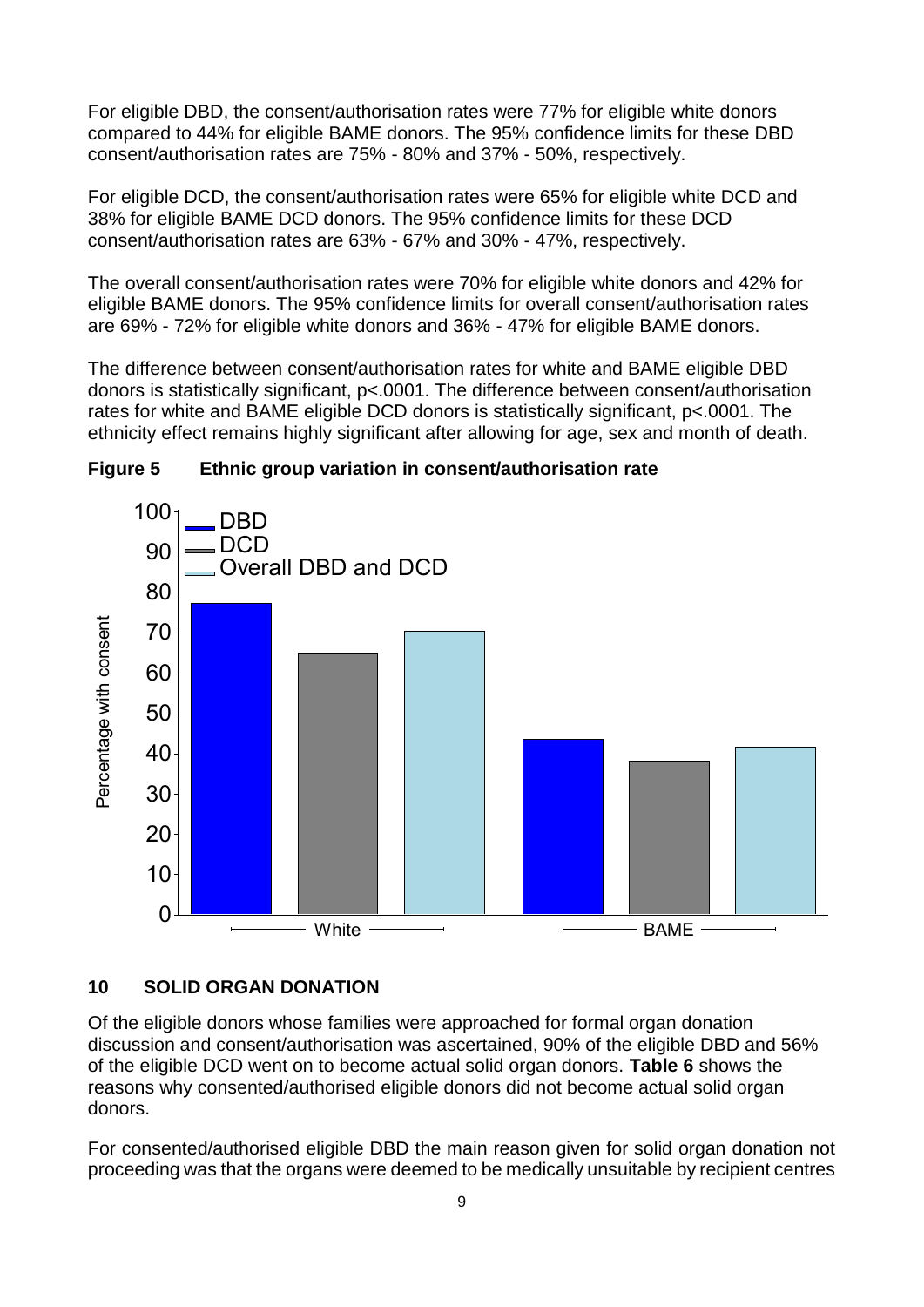For eligible DBD, the consent/authorisation rates were 77% for eligible white donors compared to 44% for eligible BAME donors. The 95% confidence limits for these DBD consent/authorisation rates are 75% - 80% and 37% - 50%, respectively.

For eligible DCD, the consent/authorisation rates were 65% for eligible white DCD and 38% for eligible BAME DCD donors. The 95% confidence limits for these DCD consent/authorisation rates are 63% - 67% and 30% - 47%, respectively.

The overall consent/authorisation rates were 70% for eligible white donors and 42% for eligible BAME donors. The 95% confidence limits for overall consent/authorisation rates are 69% - 72% for eligible white donors and 36% - 47% for eligible BAME donors.

The difference between consent/authorisation rates for white and BAME eligible DBD donors is statistically significant, $p<.0001$. The difference between consent/authorisation rates for white and BAME eligible DCD donors is statistically significant, $p<.0001$. The ethnicity effect remains highly significant after allowing for age, sex and month of death.

**Figure 5 Ethnic group variation in consent/authorisation rate**

## 10 SOLID ORGAN DONATION

Of the eligible donors whose families were approached for formal organ donation discussion and consent/authorisation was ascertained, 90% of the eligible DBD and 56% of the eligible DCD went on to become actual solid organ donors. **Table 6** shows the reasons why consented/authorised eligible donors did not become actual solid organ donors.

For consented/authorised eligible DBD the main reason given for solid organ donation not proceeding was that the organs were deemed to be medically unsuitable by recipient centres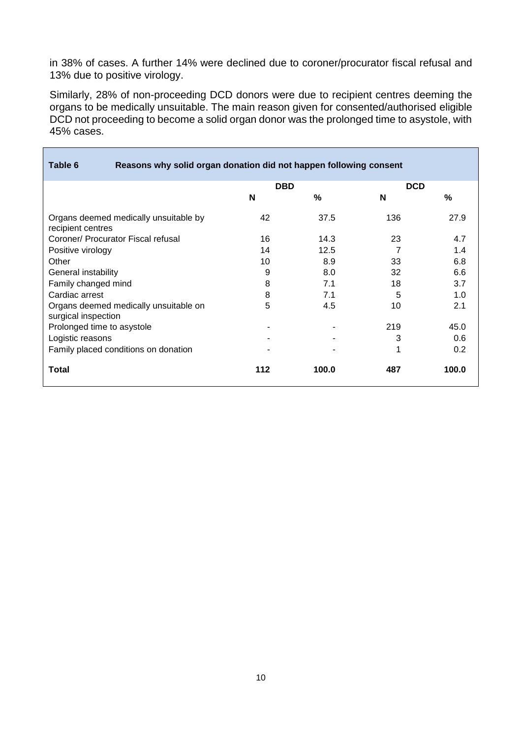in 38% of cases. A further 14% were declined due to coroner/procurator fiscal refusal and 13% due to positive virology.

Similarly, 28% of non-proceeding DCD donors were due to recipient centres deeming the organs to be medically unsuitable. The main reason given for consented/authorised eligible DCD not proceeding to become a solid organ donor was the prolonged time to asystole, with 45% cases.

**Table 6 Reasons why solid organ donation did not happen following consent**

| | DBD | | DCD | |
|---|---|---|---|---|
| | **N** | **%** | **N** | **%** |
| Organs deemed medically unsuitable by recipient centres | 42 | 37.5 | 136 | 27.9 |
| Coroner/ Procurator Fiscal refusal | 16 | 14.3 | 23 | 4.7 |
| Positive virology | 14 | 12.5 | 7 | 1.4 |
| Other | 10 | 8.9 | 33 | 6.8 |
| General instability | 9 | 8.0 | 32 | 6.6 |
| Family changed mind | 8 | 7.1 | 18 | 3.7 |
| Cardiac arrest | 8 | 7.1 | 5 | 1.0 |
| Organs deemed medically unsuitable on surgical inspection | 5 | 4.5 | 10 | 2.1 |
| Prolonged time to asystole | - | - | 219 | 45.0 |
| Logistic reasons | - | - | 3 | 0.6 |
| Family placed conditions on donation | - | - | 1 | 0.2 |
| **Total** | **112** | **100.0** | **487** | **100.0** |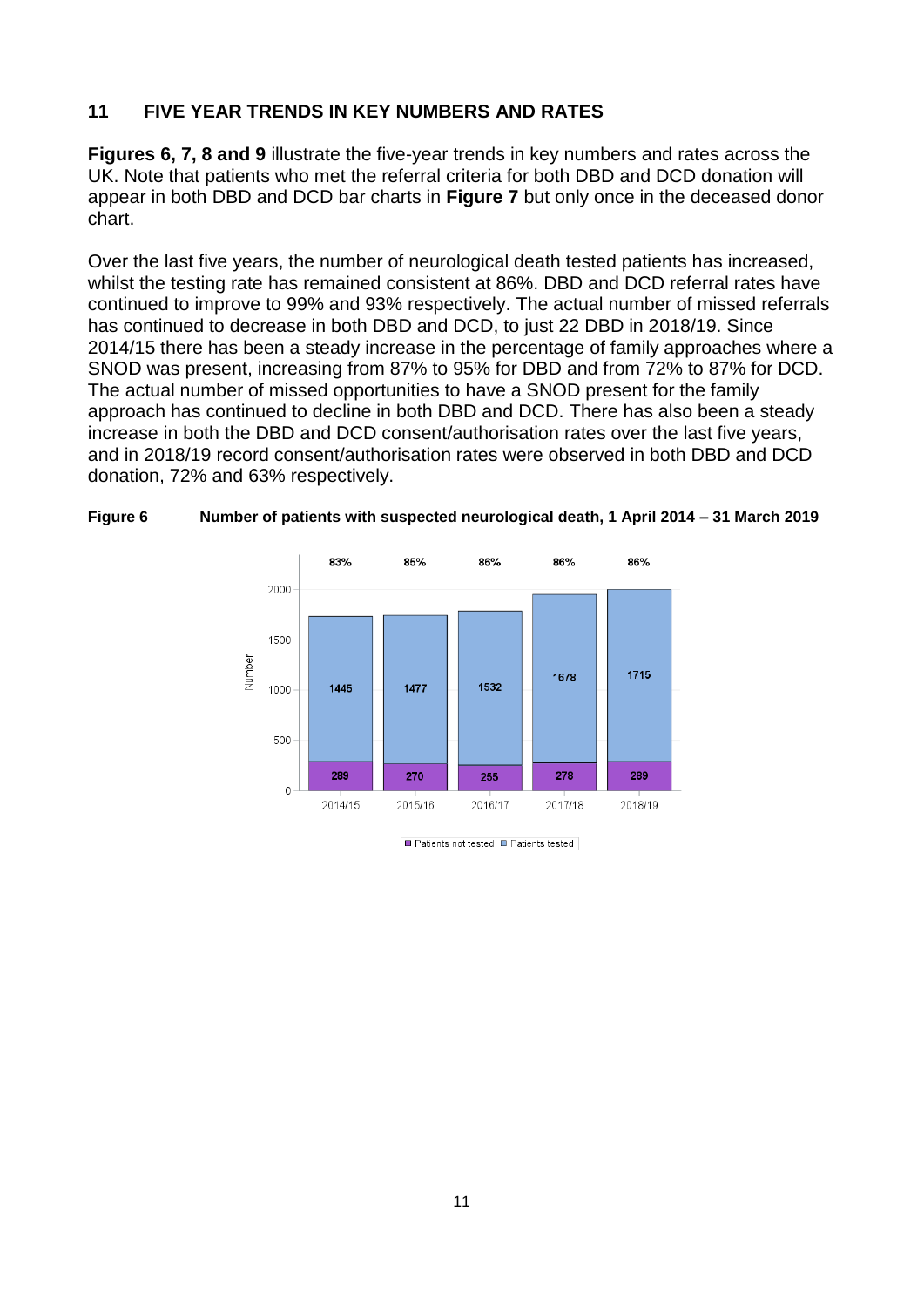## 11 FIVE YEAR TRENDS IN KEY NUMBERS AND RATES

**Figures 6, 7, 8 and 9** illustrate the five-year trends in key numbers and rates across the UK. Note that patients who met the referral criteria for both DBD and DCD donation will appear in both DBD and DCD bar charts in **Figure 7** but only once in the deceased donor chart.

Over the last five years, the number of neurological death tested patients has increased, whilst the testing rate has remained consistent at 86%. DBD and DCD referral rates have continued to improve to 99% and 93% respectively. The actual number of missed referrals has continued to decrease in both DBD and DCD, to just 22 DBD in 2018/19. Since 2014/15 there has been a steady increase in the percentage of family approaches where a SNOD was present, increasing from 87% to 95% for DBD and from 72% to 87% for DCD. The actual number of missed opportunities to have a SNOD present for the family approach has continued to decline in both DBD and DCD. There has also been a steady increase in both the DBD and DCD consent/authorisation rates over the last five years, and in 2018/19 record consent/authorisation rates were observed in both DBD and DCD donation, 72% and 63% respectively.

**Figure 6 Number of patients with suspected neurological death, 1 April 2014 – 31 March 2019**

| | 2014/15 | 2015/16 | 2016/17 | 2017/18 | 2018/19 |
|---|---|---|---|---|---|
| Patients tested | 1445 | 1477 | 1532 | 1678 | 1715 |
| Patients not tested | 289 | 270 | 255 | 278 | 289 |
| Testing rate | 83% | 85% | 86% | 86% | 86% |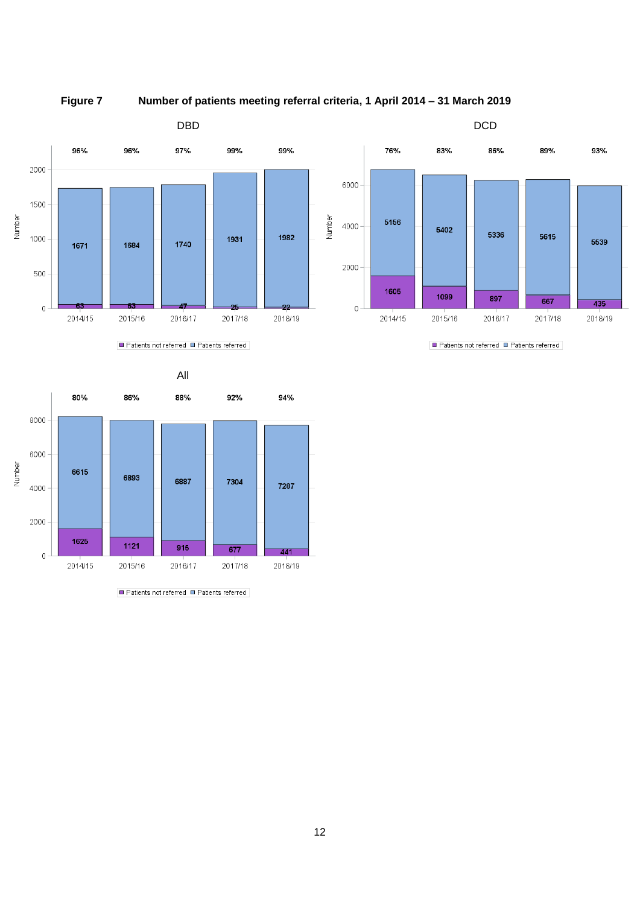**Figure 7** Number of patients meeting referral criteria, 1 April 2014 – 31 March 2019

**DBD**

| Year | Patients referred | Patients not referred | % referred |
|---|---|---|---|
| 2014/15 | 1671 | 63 | 96% |
| 2015/16 | 1684 | 63 | 96% |
| 2016/17 | 1740 | 47 | 97% |
| 2017/18 | 1931 | 25 | 99% |
| 2018/19 | 1982 | 22 | 99% |

**DCD**

| Year | Patients referred | Patients not referred | % referred |
|---|---|---|---|
| 2014/15 | 5156 | 1605 | 76% |
| 2015/16 | 5402 | 1099 | 83% |
| 2016/17 | 5336 | 897 | 86% |
| 2017/18 | 5615 | 667 | 89% |
| 2018/19 | 5539 | 435 | 93% |

**All**

| Year | Patients referred | Patients not referred | % referred |
|---|---|---|---|
| 2014/15 | 6615 | 1625 | 80% |
| 2015/16 | 6893 | 1121 | 86% |
| 2016/17 | 6887 | 915 | 88% |
| 2017/18 | 7304 | 677 | 92% |
| 2018/19 | 7287 | 441 | 94% |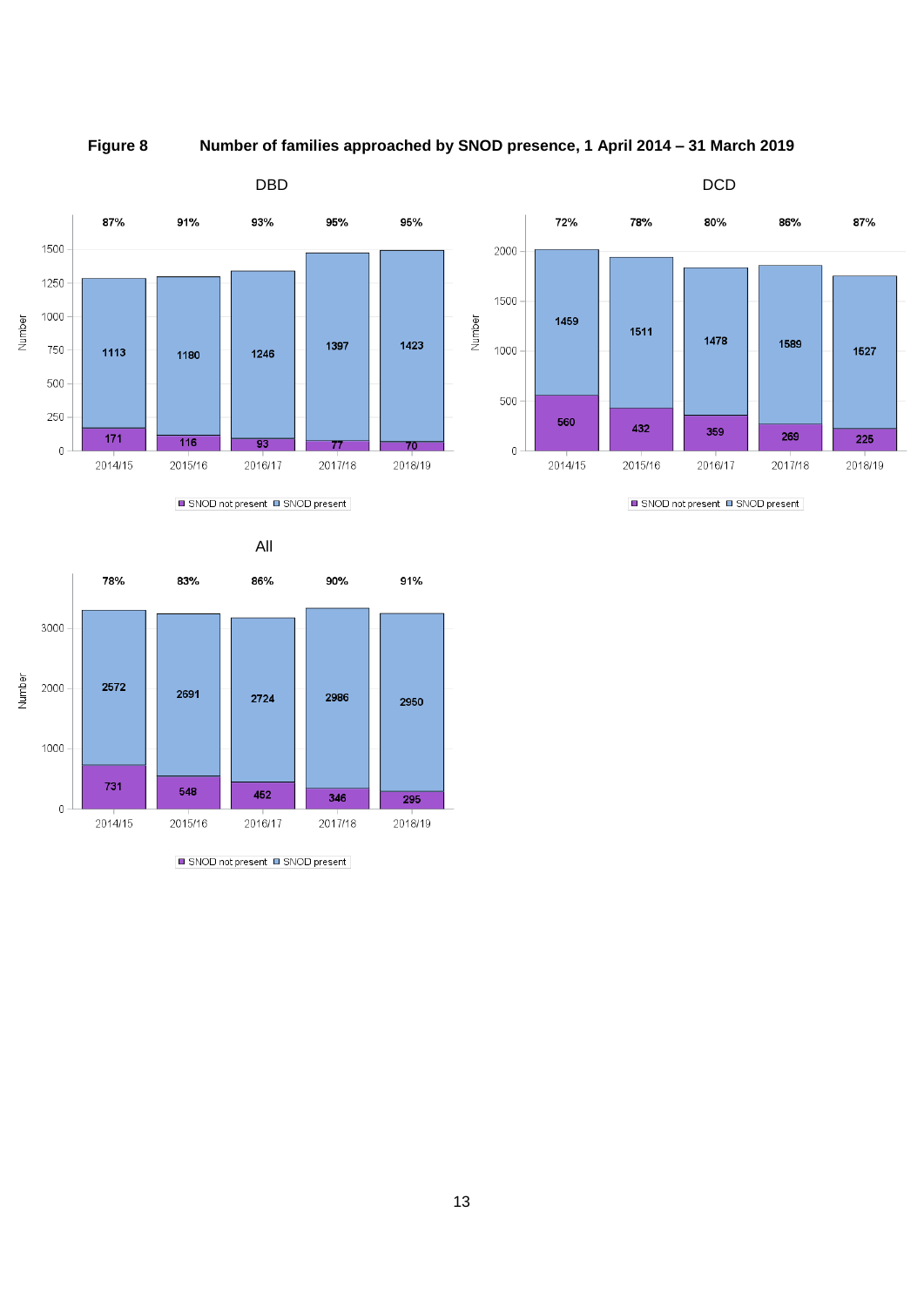**Figure 8 Number of families approached by SNOD presence, 1 April 2014 – 31 March 2019**

### DBD

| | 2014/15 | 2015/16 | 2016/17 | 2017/18 | 2018/19 |
|---|---|---|---|---|---|
| SNOD present | 1113 | 1180 | 1246 | 1397 | 1423 |
| SNOD not present | 171 | 116 | 93 | 77 | 70 |
| % SNOD present | 87% | 91% | 93% | 95% | 95% |

### DCD

| | 2014/15 | 2015/16 | 2016/17 | 2017/18 | 2018/19 |
|---|---|---|---|---|---|
| SNOD present | 1459 | 1511 | 1478 | 1589 | 1527 |
| SNOD not present | 560 | 432 | 359 | 269 | 225 |
| % SNOD present | 72% | 78% | 80% | 86% | 87% |

### All

| | 2014/15 | 2015/16 | 2016/17 | 2017/18 | 2018/19 |
|---|---|---|---|---|---|
| SNOD present | 2572 | 2691 | 2724 | 2986 | 2950 |
| SNOD not present | 731 | 548 | 452 | 346 | 295 |
| % SNOD present | 78% | 83% | 86% | 90% | 91% |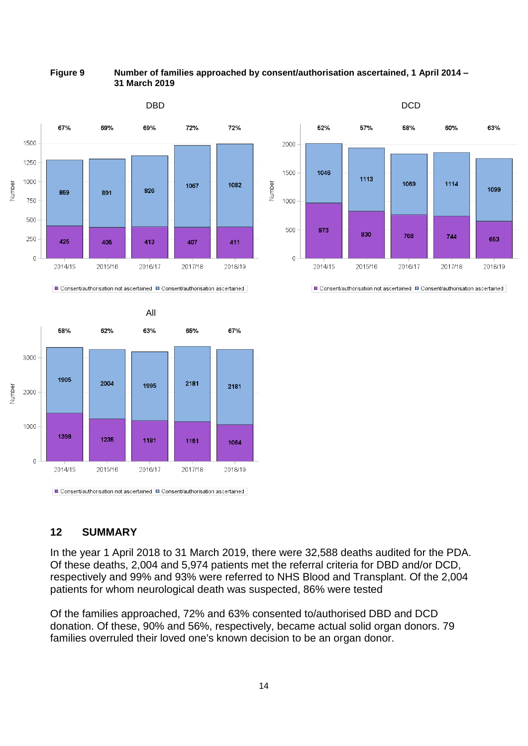**Figure 9 Number of families approached by consent/authorisation ascertained, 1 April 2014 – 31 March 2019**

DBD

| | 2014/15 | 2015/16 | 2016/17 | 2017/18 | 2018/19 |
|---|---|---|---|---|---|
| Consent/authorisation ascertained | 859 | 891 | 926 | 1067 | 1082 |
| Consent/authorisation not ascertained | 425 | 405 | 413 | 407 | 411 |
| % | 67% | 69% | 69% | 72% | 72% |

DCD

| | 2014/15 | 2015/16 | 2016/17 | 2017/18 | 2018/19 |
|---|---|---|---|---|---|
| Consent/authorisation ascertained | 1046 | 1113 | 1069 | 1114 | 1099 |
| Consent/authorisation not ascertained | 973 | 830 | 768 | 744 | 653 |
| % | 52% | 57% | 58% | 60% | 63% |

All

| | 2014/15 | 2015/16 | 2016/17 | 2017/18 | 2018/19 |
|---|---|---|---|---|---|
| Consent/authorisation ascertained | 1905 | 2004 | 1995 | 2181 | 2181 |
| Consent/authorisation not ascertained | 1398 | 1235 | 1181 | 1151 | 1064 |
| % | 58% | 62% | 63% | 65% | 67% |

## 12 SUMMARY

In the year 1 April 2018 to 31 March 2019, there were 32,588 deaths audited for the PDA. Of these deaths, 2,004 and 5,974 patients met the referral criteria for DBD and/or DCD, respectively and 99% and 93% were referred to NHS Blood and Transplant. Of the 2,004 patients for whom neurological death was suspected, 86% were tested

Of the families approached, 72% and 63% consented to/authorised DBD and DCD donation. Of these, 90% and 56%, respectively, became actual solid organ donors. 79 families overruled their loved one's known decision to be an organ donor.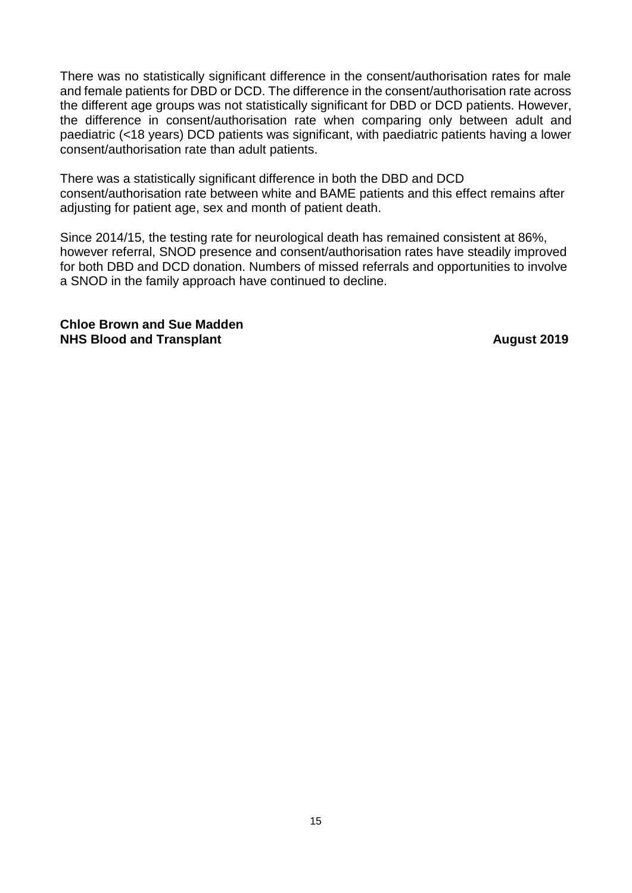There was no statistically significant difference in the consent/authorisation rates for male and female patients for DBD or DCD. The difference in the consent/authorisation rate across the different age groups was not statistically significant for DBD or DCD patients. However, the difference in consent/authorisation rate when comparing only between adult and paediatric (<18 years) DCD patients was significant, with paediatric patients having a lower consent/authorisation rate than adult patients.

There was a statistically significant difference in both the DBD and DCD consent/authorisation rate between white and BAME patients and this effect remains after adjusting for patient age, sex and month of patient death.

Since 2014/15, the testing rate for neurological death has remained consistent at 86%, however referral, SNOD presence and consent/authorisation rates have steadily improved for both DBD and DCD donation. Numbers of missed referrals and opportunities to involve a SNOD in the family approach have continued to decline.

**Chloe Brown and Sue Madden**
**NHS Blood and Transplant** **August 2019**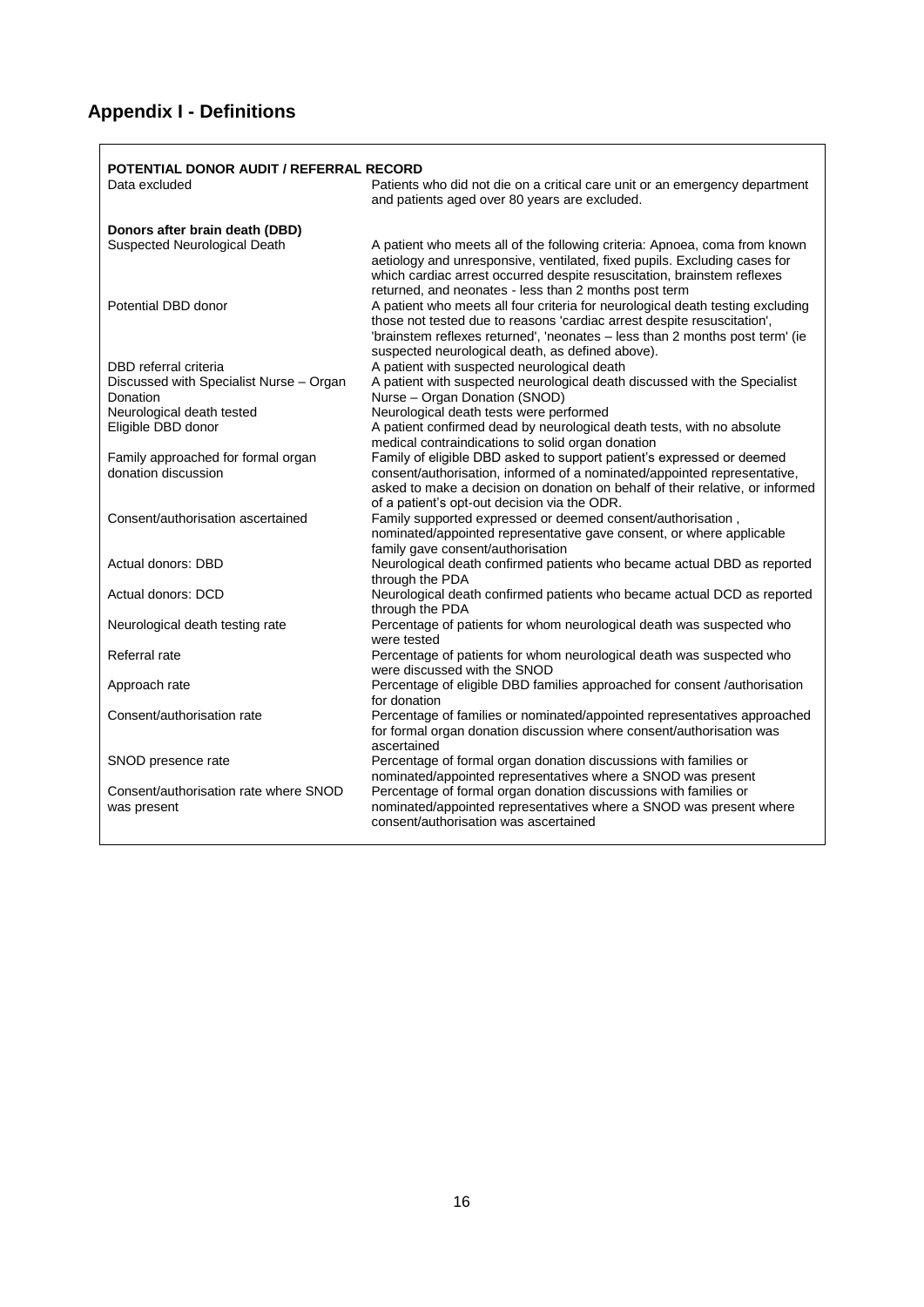# Appendix I - Definitions

| POTENTIAL DONOR AUDIT / REFERRAL RECORD | |
|---|---|
| Data excluded | Patients who did not die on a critical care unit or an emergency department and patients aged over 80 years are excluded. |
| **Donors after brain death (DBD)** | |
| Suspected Neurological Death | A patient who meets all of the following criteria: Apnoea, coma from known aetiology and unresponsive, ventilated, fixed pupils. Excluding cases for which cardiac arrest occurred despite resuscitation, brainstem reflexes returned, and neonates - less than 2 months post term |
| Potential DBD donor | A patient who meets all four criteria for neurological death testing excluding those not tested due to reasons 'cardiac arrest despite resuscitation', 'brainstem reflexes returned', 'neonates – less than 2 months post term' (ie suspected neurological death, as defined above). |
| DBD referral criteria | A patient with suspected neurological death |
| Discussed with Specialist Nurse – Organ Donation | A patient with suspected neurological death discussed with the Specialist Nurse – Organ Donation (SNOD) |
| Neurological death tested | Neurological death tests were performed |
| Eligible DBD donor | A patient confirmed dead by neurological death tests, with no absolute medical contraindications to solid organ donation |
| Family approached for formal organ donation discussion | Family of eligible DBD asked to support patient's expressed or deemed consent/authorisation, informed of a nominated/appointed representative, asked to make a decision on donation on behalf of their relative, or informed of a patient's opt-out decision via the ODR. |
| Consent/authorisation ascertained | Family supported expressed or deemed consent/authorisation , nominated/appointed representative gave consent, or where applicable family gave consent/authorisation |
| Actual donors: DBD | Neurological death confirmed patients who became actual DBD as reported through the PDA |
| Actual donors: DCD | Neurological death confirmed patients who became actual DCD as reported through the PDA |
| Neurological death testing rate | Percentage of patients for whom neurological death was suspected who were tested |
| Referral rate | Percentage of patients for whom neurological death was suspected who were discussed with the SNOD |
| Approach rate | Percentage of eligible DBD families approached for consent /authorisation for donation |
| Consent/authorisation rate | Percentage of families or nominated/appointed representatives approached for formal organ donation discussion where consent/authorisation was ascertained |
| SNOD presence rate | Percentage of formal organ donation discussions with families or nominated/appointed representatives where a SNOD was present |
| Consent/authorisation rate where SNOD was present | Percentage of formal organ donation discussions with families or nominated/appointed representatives where a SNOD was present where consent/authorisation was ascertained |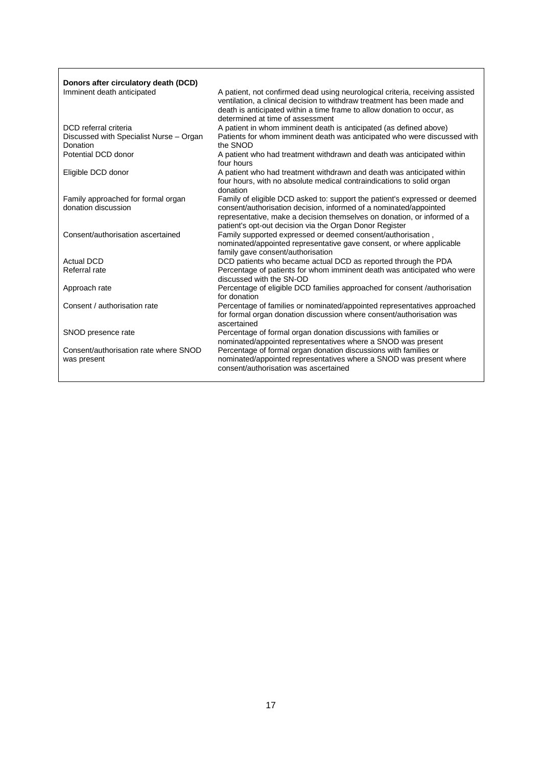| **Donors after circulatory death (DCD)** | |
|---|---|
| Imminent death anticipated | A patient, not confirmed dead using neurological criteria, receiving assisted ventilation, a clinical decision to withdraw treatment has been made and death is anticipated within a time frame to allow donation to occur, as determined at time of assessment |
| DCD referral criteria | A patient in whom imminent death is anticipated (as defined above) |
| Discussed with Specialist Nurse – Organ Donation | Patients for whom imminent death was anticipated who were discussed with the SNOD |
| Potential DCD donor | A patient who had treatment withdrawn and death was anticipated within four hours |
| Eligible DCD donor | A patient who had treatment withdrawn and death was anticipated within four hours, with no absolute medical contraindications to solid organ donation |
| Family approached for formal organ donation discussion | Family of eligible DCD asked to: support the patient's expressed or deemed consent/authorisation decision, informed of a nominated/appointed representative, make a decision themselves on donation, or informed of a patient's opt-out decision via the Organ Donor Register |
| Consent/authorisation ascertained | Family supported expressed or deemed consent/authorisation , nominated/appointed representative gave consent, or where applicable family gave consent/authorisation |
| Actual DCD | DCD patients who became actual DCD as reported through the PDA |
| Referral rate | Percentage of patients for whom imminent death was anticipated who were discussed with the SN-OD |
| Approach rate | Percentage of eligible DCD families approached for consent /authorisation for donation |
| Consent / authorisation rate | Percentage of families or nominated/appointed representatives approached for formal organ donation discussion where consent/authorisation was ascertained |
| SNOD presence rate | Percentage of formal organ donation discussions with families or nominated/appointed representatives where a SNOD was present |
| Consent/authorisation rate where SNOD was present | Percentage of formal organ donation discussions with families or nominated/appointed representatives where a SNOD was present where consent/authorisation was ascertained |